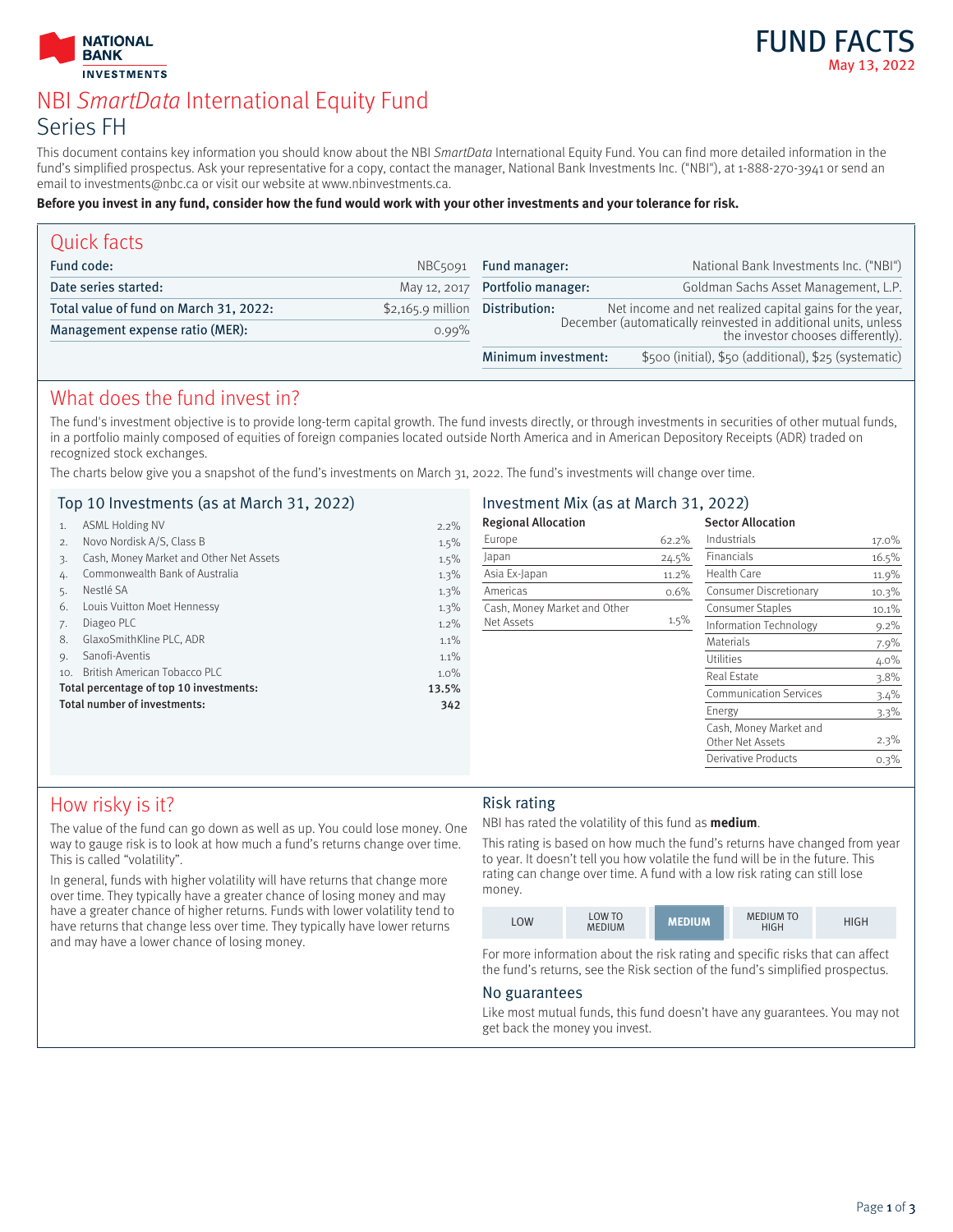NATIONAL BANK INVESTMENTS

# FUND FACTS

May 13, 2022

# NBI *SmartData* International Equity Fund

## Series FH

This document contains key information you should know about the NBI *SmartData* International Equity Fund. You can find more detailed information in the fund's simplified prospectus. Ask your representative for a copy, contact the manager, National Bank Investments Inc. ("NBI"), at 1-888-270-3941 or send an email to investments@nbc.ca or visit our website at www.nbinvestments.ca.

**Before you invest in any fund, consider how the fund would work with your other investments and your tolerance for risk.**

## Quick facts

| | |
|---|---|
| Fund code: | NBC5091 |
| Date series started: | May 12, 2017 |
| Total value of fund on March 31, 2022: | $2,165.9 million |
| Management expense ratio (MER): | 0.99% |

| | |
|---|---|
| Fund manager: | National Bank Investments Inc. ("NBI") |
| Portfolio manager: | Goldman Sachs Asset Management, L.P. |
| Distribution: | Net income and net realized capital gains for the year, December (automatically reinvested in additional units, unless the investor chooses differently). |
| Minimum investment: | $500 (initial), $50 (additional), $25 (systematic) |

## What does the fund invest in?

The fund's investment objective is to provide long-term capital growth. The fund invests directly, or through investments in securities of other mutual funds, in a portfolio mainly composed of equities of foreign companies located outside North America and in American Depository Receipts (ADR) traded on recognized stock exchanges.

The charts below give you a snapshot of the fund's investments on March 31, 2022. The fund's investments will change over time.

### Top 10 Investments (as at March 31, 2022)

| | | |
|---|---|---|
| 1. | ASML Holding NV | 2.2% |
| 2. | Novo Nordisk A/S, Class B | 1.5% |
| 3. | Cash, Money Market and Other Net Assets | 1.5% |
| 4. | Commonwealth Bank of Australia | 1.3% |
| 5. | Nestlé SA | 1.3% |
| 6. | Louis Vuitton Moet Hennessy | 1.3% |
| 7. | Diageo PLC | 1.2% |
| 8. | GlaxoSmithKline PLC, ADR | 1.1% |
| 9. | Sanofi-Aventis | 1.1% |
| 10. | British American Tobacco PLC | 1.0% |
| | **Total percentage of top 10 investments:** | **13.5%** |
| | **Total number of investments:** | **342** |

### Investment Mix (as at March 31, 2022)

| Regional Allocation | |
|---|---|
| Europe | 62.2% |
| Japan | 24.5% |
| Asia Ex-Japan | 11.2% |
| Americas | 0.6% |
| Cash, Money Market and Other Net Assets | 1.5% |

| Sector Allocation | |
|---|---|
| Industrials | 17.0% |
| Financials | 16.5% |
| Health Care | 11.9% |
| Consumer Discretionary | 10.3% |
| Consumer Staples | 10.1% |
| Information Technology | 9.2% |
| Materials | 7.9% |
| Utilities | 4.0% |
| Real Estate | 3.8% |
| Communication Services | 3.4% |
| Energy | 3.3% |
| Cash, Money Market and Other Net Assets | 2.3% |
| Derivative Products | 0.3% |

## How risky is it?

The value of the fund can go down as well as up. You could lose money. One way to gauge risk is to look at how much a fund's returns change over time. This is called "volatility".

In general, funds with higher volatility will have returns that change more over time. They typically have a greater chance of losing money and may have a greater chance of higher returns. Funds with lower volatility tend to have returns that change less over time. They typically have lower returns and may have a lower chance of losing money.

### Risk rating

NBI has rated the volatility of this fund as **medium**.

This rating is based on how much the fund's returns have changed from year to year. It doesn't tell you how volatile the fund will be in the future. This rating can change over time. A fund with a low risk rating can still lose money.

| LOW | LOW TO MEDIUM | **MEDIUM** | MEDIUM TO HIGH | HIGH |
|---|---|---|---|---|

For more information about the risk rating and specific risks that can affect the fund's returns, see the Risk section of the fund's simplified prospectus.

### No guarantees

Like most mutual funds, this fund doesn't have any guarantees. You may not get back the money you invest.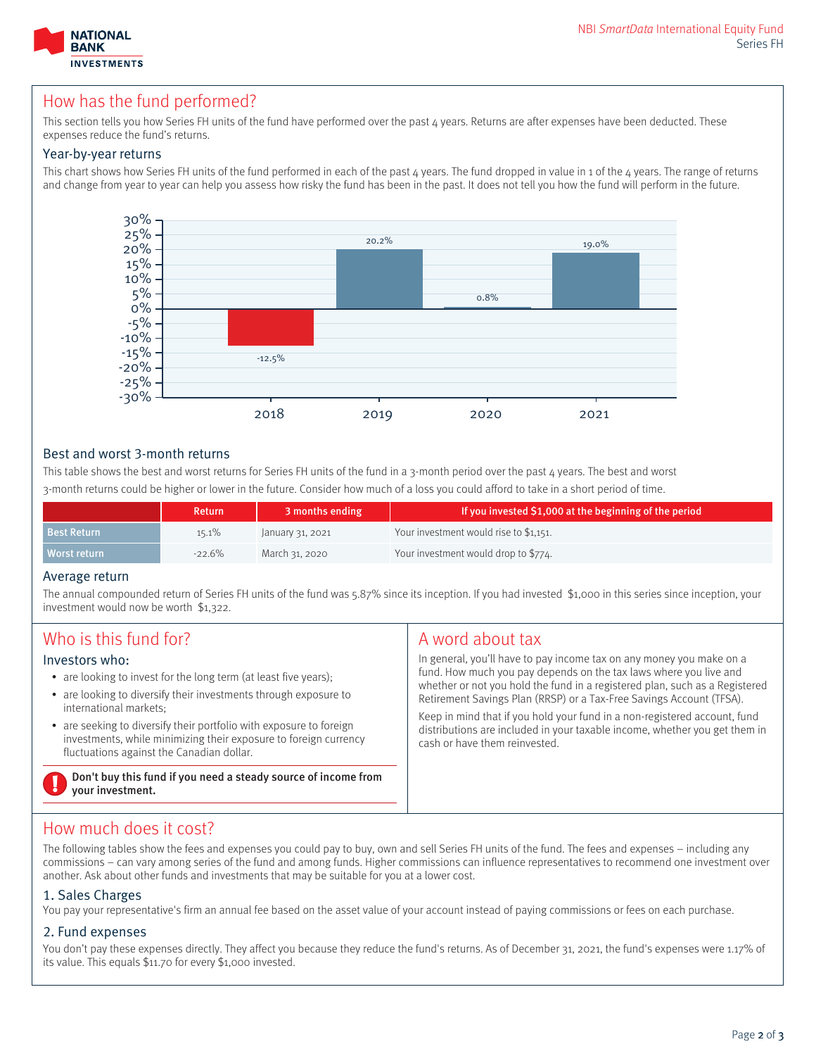## How has the fund performed?

This section tells you how Series FH units of the fund have performed over the past 4 years. Returns are after expenses have been deducted. These expenses reduce the fund's returns.

### Year-by-year returns

This chart shows how Series FH units of the fund performed in each of the past 4 years. The fund dropped in value in 1 of the 4 years. The range of returns and change from year to year can help you assess how risky the fund has been in the past. It does not tell you how the fund will perform in the future.

| Year | Return |
|---|---|
| 2018 | -12.5% |
| 2019 | 20.2% |
| 2020 | 0.8% |
| 2021 | 19.0% |

### Best and worst 3-month returns

This table shows the best and worst returns for Series FH units of the fund in a 3-month period over the past 4 years. The best and worst 3-month returns could be higher or lower in the future. Consider how much of a loss you could afford to take in a short period of time.

| | Return | 3 months ending | If you invested $1,000 at the beginning of the period |
|---|---|---|---|
| Best Return | 15.1% | January 31, 2021 | Your investment would rise to $1,151. |
| Worst return | -22.6% | March 31, 2020 | Your investment would drop to $774. |

### Average return

The annual compounded return of Series FH units of the fund was 5.87% since its inception. If you had invested $1,000 in this series since inception, your investment would now be worth $1,322.

## Who is this fund for?

### Investors who:

- are looking to invest for the long term (at least five years);
- are looking to diversify their investments through exposure to international markets;
- are seeking to diversify their portfolio with exposure to foreign investments, while minimizing their exposure to foreign currency fluctuations against the Canadian dollar.

**Don't buy this fund if you need a steady source of income from your investment.**

## A word about tax

In general, you'll have to pay income tax on any money you make on a fund. How much you pay depends on the tax laws where you live and whether or not you hold the fund in a registered plan, such as a Registered Retirement Savings Plan (RRSP) or a Tax-Free Savings Account (TFSA).

Keep in mind that if you hold your fund in a non-registered account, fund distributions are included in your taxable income, whether you get them in cash or have them reinvested.

## How much does it cost?

The following tables show the fees and expenses you could pay to buy, own and sell Series FH units of the fund. The fees and expenses – including any commissions – can vary among series of the fund and among funds. Higher commissions can influence representatives to recommend one investment over another. Ask about other funds and investments that may be suitable for you at a lower cost.

### 1. Sales Charges

You pay your representative's firm an annual fee based on the asset value of your account instead of paying commissions or fees on each purchase.

### 2. Fund expenses

You don't pay these expenses directly. They affect you because they reduce the fund's returns. As of December 31, 2021, the fund's expenses were 1.17% of its value. This equals $11.70 for every $1,000 invested.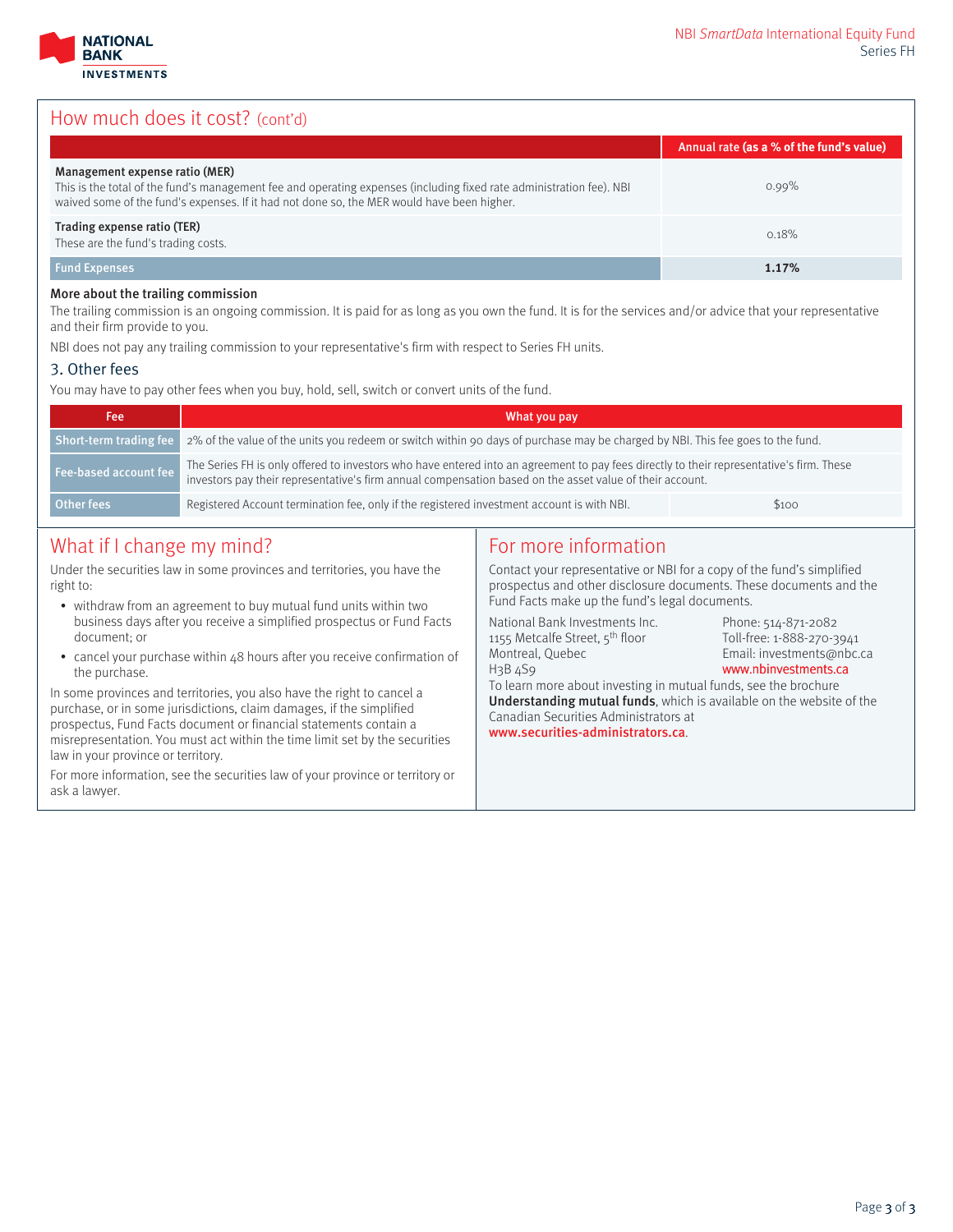## How much does it cost? (cont'd)

| | Annual rate (as a % of the fund's value) |
|---|---|
| **Management expense ratio (MER)**<br>This is the total of the fund's management fee and operating expenses (including fixed rate administration fee). NBI waived some of the fund's expenses. If it had not done so, the MER would have been higher. | 0.99% |
| **Trading expense ratio (TER)**<br>These are the fund's trading costs. | 0.18% |
| **Fund Expenses** | **1.17%** |

### More about the trailing commission

The trailing commission is an ongoing commission. It is paid for as long as you own the fund. It is for the services and/or advice that your representative and their firm provide to you.

NBI does not pay any trailing commission to your representative's firm with respect to Series FH units.

### 3. Other fees

You may have to pay other fees when you buy, hold, sell, switch or convert units of the fund.

| Fee | What you pay | |
|---|---|---|
| Short-term trading fee | 2% of the value of the units you redeem or switch within 90 days of purchase may be charged by NBI. This fee goes to the fund. | |
| Fee-based account fee | The Series FH is only offered to investors who have entered into an agreement to pay fees directly to their representative's firm. These investors pay their representative's firm annual compensation based on the asset value of their account. | |
| Other fees | Registered Account termination fee, only if the registered investment account is with NBI. | $100 |

## What if I change my mind?

Under the securities law in some provinces and territories, you have the right to:

- withdraw from an agreement to buy mutual fund units within two business days after you receive a simplified prospectus or Fund Facts document; or
- cancel your purchase within 48 hours after you receive confirmation of the purchase.

In some provinces and territories, you also have the right to cancel a purchase, or in some jurisdictions, claim damages, if the simplified prospectus, Fund Facts document or financial statements contain a misrepresentation. You must act within the time limit set by the securities law in your province or territory.

For more information, see the securities law of your province or territory or ask a lawyer.

## For more information

Contact your representative or NBI for a copy of the fund's simplified prospectus and other disclosure documents. These documents and the Fund Facts make up the fund's legal documents.

National Bank Investments Inc.
1155 Metcalfe Street, 5th floor
Montreal, Quebec
H3B 4S9

Phone: 514-871-2082
Toll-free: 1-888-270-3941
Email: investments@nbc.ca
www.nbinvestments.ca

To learn more about investing in mutual funds, see the brochure **Understanding mutual funds**, which is available on the website of the Canadian Securities Administrators at **www.securities-administrators.ca**.